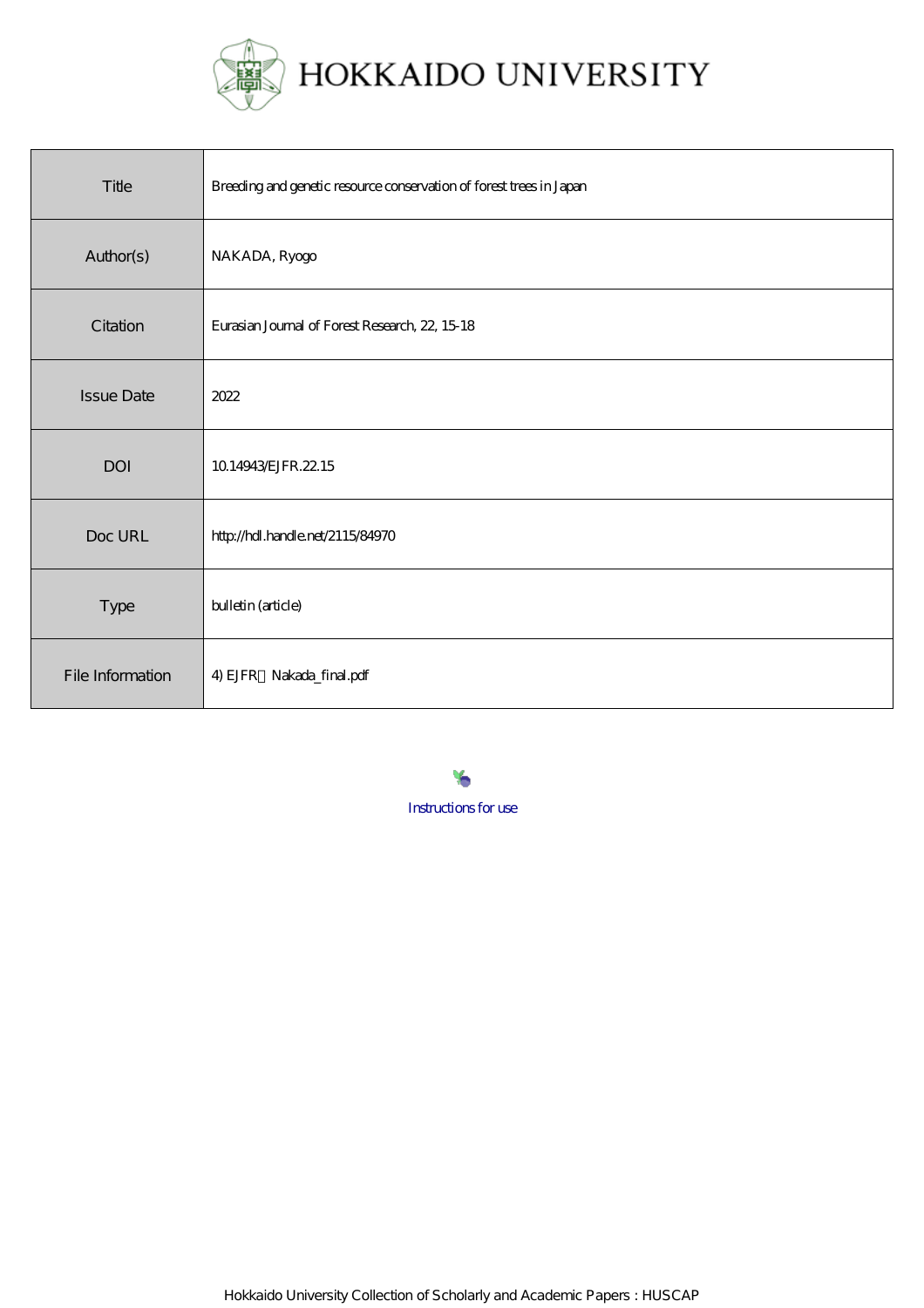HOKKAIDO UNIVERSITY

| Title | Breeding and genetic resource conservation of forest trees in Japan |
| --- | --- |
| Author(s) | NAKADA, Ryogo |
| Citation | Eurasian Journal of Forest Research, 22, 15-18 |
| Issue Date | 2022 |
| DOI | 10.14943/EJFR.22.15 |
| Doc URL | http://hdl.handle.net/2115/84970 |
| Type | bulletin (article) |
| File Information | 4) EJFR Nakada_final.pdf |

Instructions for use

Hokkaido University Collection of Scholarly and Academic Papers : HUSCAP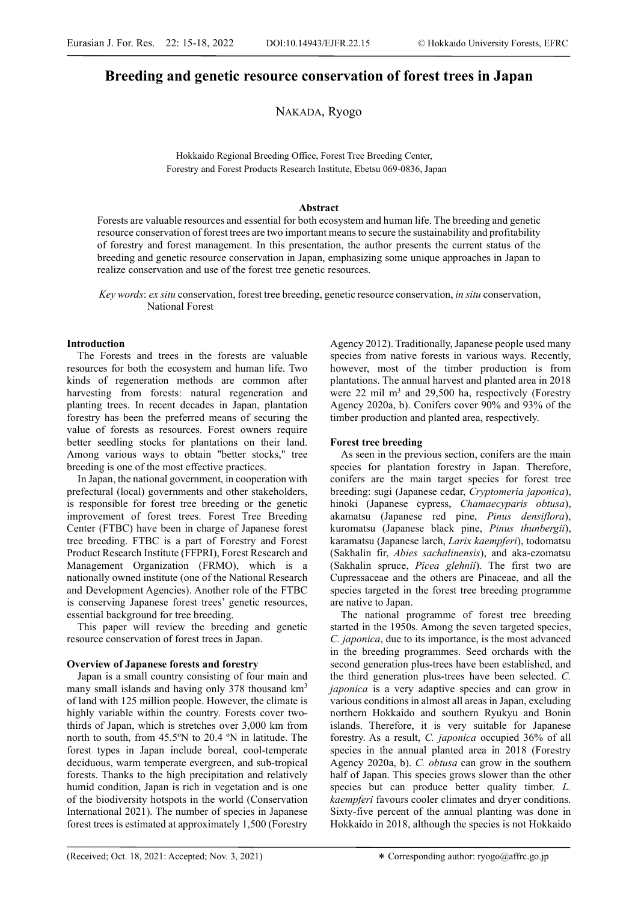# Breeding and genetic resource conservation of forest trees in Japan

NAKADA, Ryogo

Hokkaido Regional Breeding Office, Forest Tree Breeding Center, Forestry and Forest Products Research Institute, Ebetsu 069-0836, Japan

## Abstract

Forests are valuable resources and essential for both ecosystem and human life. The breeding and genetic resource conservation of forest trees are two important means to secure the sustainability and profitability of forestry and forest management. In this presentation, the author presents the current status of the breeding and genetic resource conservation in Japan, emphasizing some unique approaches in Japan to realize conservation and use of the forest tree genetic resources.

*Key words*: *ex situ* conservation, forest tree breeding, genetic resource conservation, *in situ* conservation, National Forest

### Introduction

The Forests and trees in the forests are valuable resources for both the ecosystem and human life. Two kinds of regeneration methods are common after harvesting from forests: natural regeneration and planting trees. In recent decades in Japan, plantation forestry has been the preferred means of securing the value of forests as resources. Forest owners require better seedling stocks for plantations on their land. Among various ways to obtain "better stocks," tree breeding is one of the most effective practices.

In Japan, the national government, in cooperation with prefectural (local) governments and other stakeholders, is responsible for forest tree breeding or the genetic improvement of forest trees. Forest Tree Breeding Center (FTBC) have been in charge of Japanese forest tree breeding. FTBC is a part of Forestry and Forest Product Research Institute (FFPRI), Forest Research and Management Organization (FRMO), which is a nationally owned institute (one of the National Research and Development Agencies). Another role of the FTBC is conserving Japanese forest trees' genetic resources, essential background for tree breeding.

This paper will review the breeding and genetic resource conservation of forest trees in Japan.

### Overview of Japanese forests and forestry

Japan is a small country consisting of four main and many small islands and having only 378 thousand km$^3$ of land with 125 million people. However, the climate is highly variable within the country. Forests cover two-thirds of Japan, which is stretches over 3,000 km from north to south, from 45.5ºN to 20.4 ºN in latitude. The forest types in Japan include boreal, cool-temperate deciduous, warm temperate evergreen, and sub-tropical forests. Thanks to the high precipitation and relatively humid condition, Japan is rich in vegetation and is one of the biodiversity hotspots in the world (Conservation International 2021). The number of species in Japanese forest trees is estimated at approximately 1,500 (Forestry Agency 2012). Traditionally, Japanese people used many species from native forests in various ways. Recently, however, most of the timber production is from plantations. The annual harvest and planted area in 2018 were 22 mil m$^3$ and 29,500 ha, respectively (Forestry Agency 2020a, b). Conifers cover 90% and 93% of the timber production and planted area, respectively.

### Forest tree breeding

As seen in the previous section, conifers are the main species for plantation forestry in Japan. Therefore, conifers are the main target species for forest tree breeding: sugi (Japanese cedar, *Cryptomeria japonica*), hinoki (Japanese cypress, *Chamaecyparis obtusa*), akamatsu (Japanese red pine, *Pinus densiflora*), kuromatsu (Japanese black pine, *Pinus thunbergii*), karamatsu (Japanese larch, *Larix kaempferi*), todomatsu (Sakhalin fir, *Abies sachalinensis*), and aka-ezomatsu (Sakhalin spruce, *Picea glehnii*). The first two are Cupressaceae and the others are Pinaceae, and all the species targeted in the forest tree breeding programme are native to Japan.

The national programme of forest tree breeding started in the 1950s. Among the seven targeted species, *C. japonica*, due to its importance, is the most advanced in the breeding programmes. Seed orchards with the second generation plus-trees have been established, and the third generation plus-trees have been selected. *C. japonica* is a very adaptive species and can grow in various conditions in almost all areas in Japan, excluding northern Hokkaido and southern Ryukyu and Bonin islands. Therefore, it is very suitable for Japanese forestry. As a result, *C. japonica* occupied 36% of all species in the annual planted area in 2018 (Forestry Agency 2020a, b). *C. obtusa* can grow in the southern half of Japan. This species grows slower than the other species but can produce better quality timber. *L. kaempferi* favours cooler climates and dryer conditions. Sixty-five percent of the annual planting was done in Hokkaido in 2018, although the species is not Hokkaido

(Received; Oct. 18, 2021: Accepted; Nov. 3, 2021)

∗ Corresponding author: ryogo@affrc.go.jp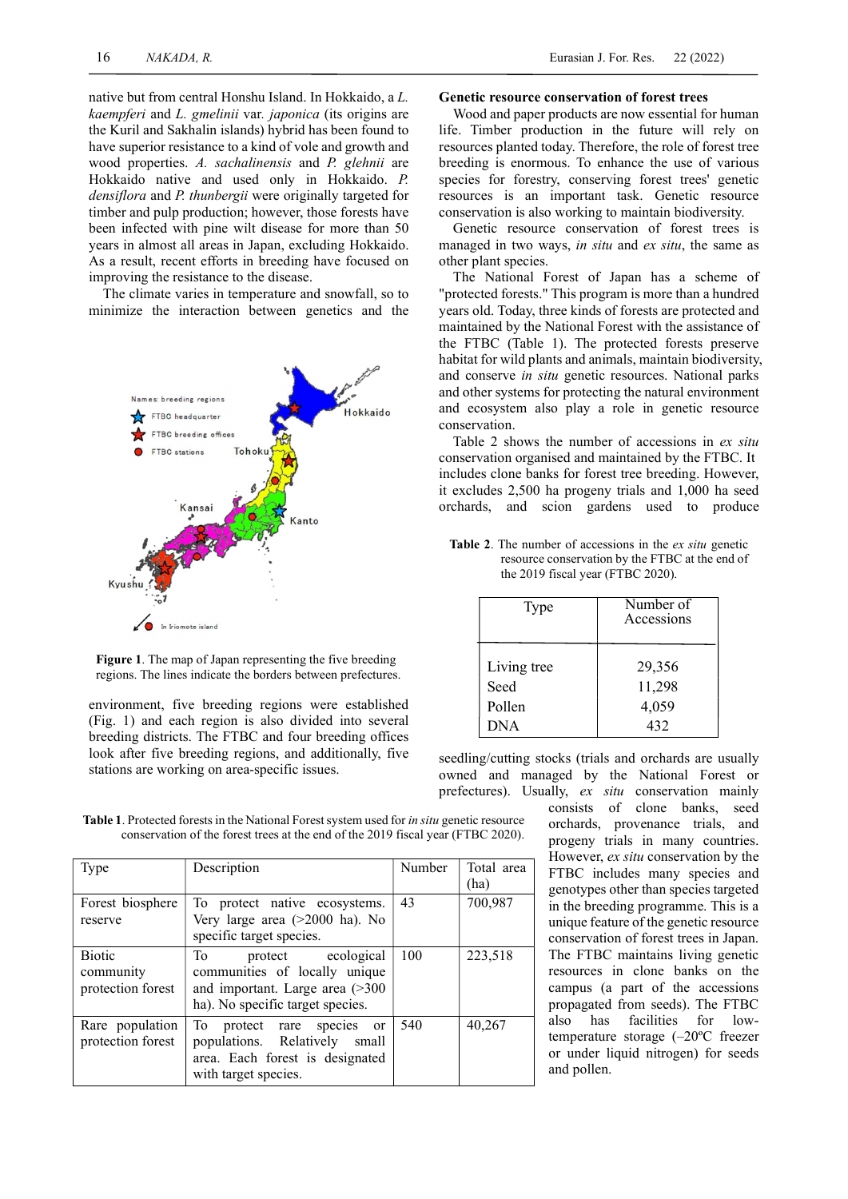native but from central Honshu Island. In Hokkaido, a *L. kaempferi* and *L. gmelinii* var. *japonica* (its origins are the Kuril and Sakhalin islands) hybrid has been found to have superior resistance to a kind of vole and growth and wood properties. *A. sachalinensis* and *P. glehnii* are Hokkaido native and used only in Hokkaido. *P. densiflora* and *P. thunbergii* were originally targeted for timber and pulp production; however, those forests have been infected with pine wilt disease for more than 50 years in almost all areas in Japan, excluding Hokkaido. As a result, recent efforts in breeding have focused on improving the resistance to the disease.

The climate varies in temperature and snowfall, so to minimize the interaction between genetics and the environment, five breeding regions were established (Fig. 1) and each region is also divided into several breeding districts. The FTBC and four breeding offices look after five breeding regions, and additionally, five stations are working on area-specific issues.

**Figure 1**. The map of Japan representing the five breeding regions. The lines indicate the borders between prefectures.

**Table 1**. Protected forests in the National Forest system used for *in situ* genetic resource conservation of the forest trees at the end of the 2019 fiscal year (FTBC 2020).

| Type | Description | Number | Total area (ha) |
|---|---|---|---|
| Forest biosphere reserve | To protect native ecosystems. Very large area (>2000 ha). No specific target species. | 43 | 700,987 |
| Biotic community protection forest | To protect ecological communities of locally unique and important. Large area (>300 ha). No specific target species. | 100 | 223,518 |
| Rare population protection forest | To protect rare species or populations. Relatively small area. Each forest is designated with target species. | 540 | 40,267 |

## Genetic resource conservation of forest trees

Wood and paper products are now essential for human life. Timber production in the future will rely on resources planted today. Therefore, the role of forest tree breeding is enormous. To enhance the use of various species for forestry, conserving forest trees' genetic resources is an important task. Genetic resource conservation is also working to maintain biodiversity.

Genetic resource conservation of forest trees is managed in two ways, *in situ* and *ex situ*, the same as other plant species.

The National Forest of Japan has a scheme of "protected forests." This program is more than a hundred years old. Today, three kinds of forests are protected and maintained by the National Forest with the assistance of the FTBC (Table 1). The protected forests preserve habitat for wild plants and animals, maintain biodiversity, and conserve *in situ* genetic resources. National parks and other systems for protecting the natural environment and ecosystem also play a role in genetic resource conservation.

Table 2 shows the number of accessions in *ex situ* conservation organised and maintained by the FTBC. It includes clone banks for forest tree breeding. However, it excludes 2,500 ha progeny trials and 1,000 ha seed orchards, and scion gardens used to produce seedling/cutting stocks (trials and orchards are usually owned and managed by the National Forest or prefectures). Usually, *ex situ* conservation mainly consists of clone banks, seed orchards, provenance trials, and progeny trials in many countries. However, *ex situ* conservation by the FTBC includes many species and genotypes other than species targeted in the breeding programme. This is a unique feature of the genetic resource conservation of forest trees in Japan. The FTBC maintains living genetic resources in clone banks on the campus (a part of the accessions propagated from seeds). The FTBC also has facilities for low-temperature storage (–20ºC freezer or under liquid nitrogen) for seeds and pollen.

**Table 2**. The number of accessions in the *ex situ* genetic resource conservation by the FTBC at the end of the 2019 fiscal year (FTBC 2020).

| Type | Number of Accessions |
|---|---|
| Living tree | 29,356 |
| Seed | 11,298 |
| Pollen | 4,059 |
| DNA | 432 |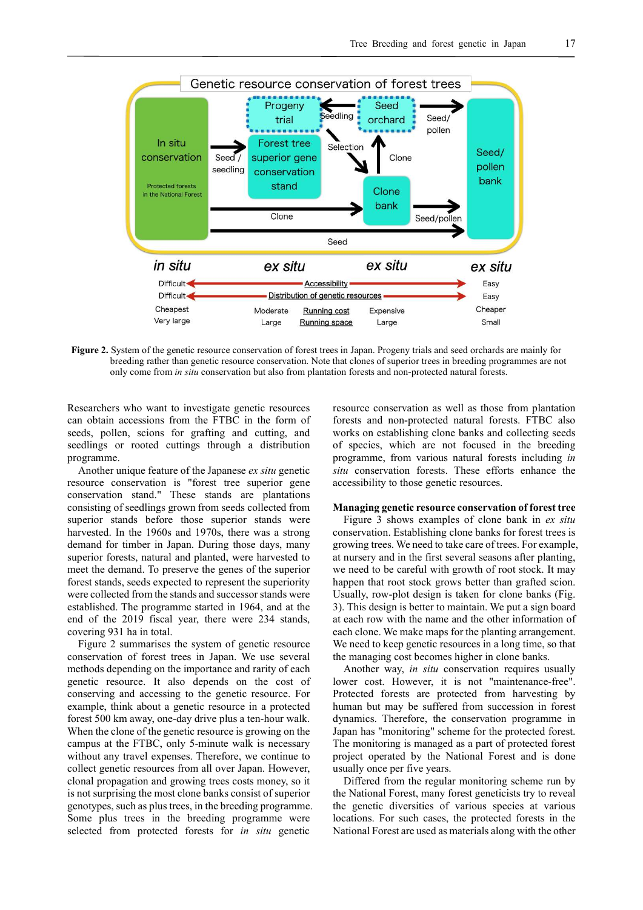**Figure 2.** System of the genetic resource conservation of forest trees in Japan. Progeny trials and seed orchards are mainly for breeding rather than genetic resource conservation. Note that clones of superior trees in breeding programmes are not only come from *in situ* conservation but also from plantation forests and non-protected natural forests.

Researchers who want to investigate genetic resources can obtain accessions from the FTBC in the form of seeds, pollen, scions for grafting and cutting, and seedlings or rooted cuttings through a distribution programme.

Another unique feature of the Japanese *ex situ* genetic resource conservation is "forest tree superior gene conservation stand." These stands are plantations consisting of seedlings grown from seeds collected from superior stands before those superior stands were harvested. In the 1960s and 1970s, there was a strong demand for timber in Japan. During those days, many superior forests, natural and planted, were harvested to meet the demand. To preserve the genes of the superior forest stands, seeds expected to represent the superiority were collected from the stands and successor stands were established. The programme started in 1964, and at the end of the 2019 fiscal year, there were 234 stands, covering 931 ha in total.

Figure 2 summarises the system of genetic resource conservation of forest trees in Japan. We use several methods depending on the importance and rarity of each genetic resource. It also depends on the cost of conserving and accessing to the genetic resource. For example, think about a genetic resource in a protected forest 500 km away, one-day drive plus a ten-hour walk. When the clone of the genetic resource is growing on the campus at the FTBC, only 5-minute walk is necessary without any travel expenses. Therefore, we continue to collect genetic resources from all over Japan. However, clonal propagation and growing trees costs money, so it is not surprising the most clone banks consist of superior genotypes, such as plus trees, in the breeding programme. Some plus trees in the breeding programme were selected from protected forests for *in situ* genetic resource conservation as well as those from plantation forests and non-protected natural forests. FTBC also works on establishing clone banks and collecting seeds of species, which are not focused in the breeding programme, from various natural forests including *in situ* conservation forests. These efforts enhance the accessibility to those genetic resources.

## Managing genetic resource conservation of forest tree

Figure 3 shows examples of clone bank in *ex situ* conservation. Establishing clone banks for forest trees is growing trees. We need to take care of trees. For example, at nursery and in the first several seasons after planting, we need to be careful with growth of root stock. It may happen that root stock grows better than grafted scion. Usually, row-plot design is taken for clone banks (Fig. 3). This design is better to maintain. We put a sign board at each row with the name and the other information of each clone. We make maps for the planting arrangement. We need to keep genetic resources in a long time, so that the managing cost becomes higher in clone banks.

Another way, *in situ* conservation requires usually lower cost. However, it is not "maintenance-free". Protected forests are protected from harvesting by human but may be suffered from succession in forest dynamics. Therefore, the conservation programme in Japan has "monitoring" scheme for the protected forest. The monitoring is managed as a part of protected forest project operated by the National Forest and is done usually once per five years.

Differed from the regular monitoring scheme run by the National Forest, many forest geneticists try to reveal the genetic diversities of various species at various locations. For such cases, the protected forests in the National Forest are used as materials along with the other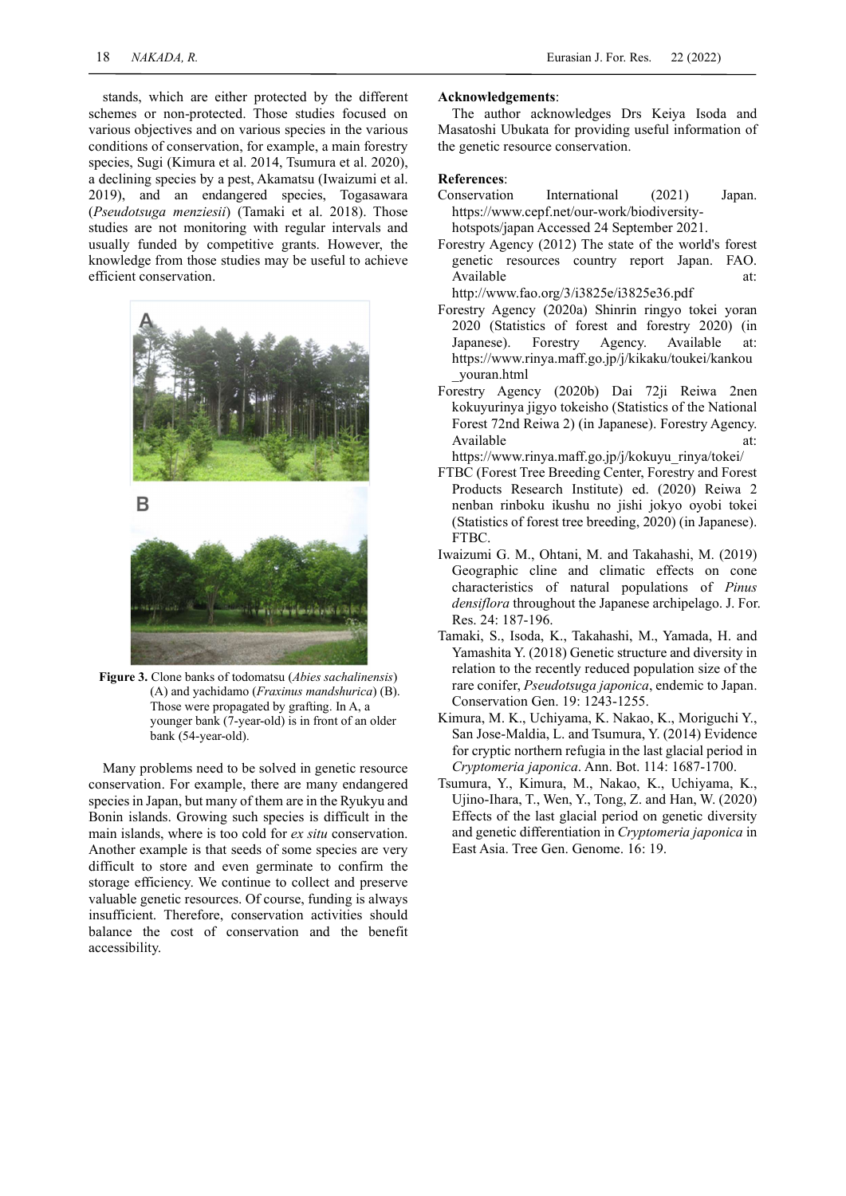stands, which are either protected by the different schemes or non-protected. Those studies focused on various objectives and on various species in the various conditions of conservation, for example, a main forestry species, Sugi (Kimura et al. 2014, Tsumura et al. 2020), a declining species by a pest, Akamatsu (Iwaizumi et al. 2019), and an endangered species, Togasawara (*Pseudotsuga menziesii*) (Tamaki et al. 2018). Those studies are not monitoring with regular intervals and usually funded by competitive grants. However, the knowledge from those studies may be useful to achieve efficient conservation.

**Figure 3.** Clone banks of todomatsu (*Abies sachalinensis*) (A) and yachidamo (*Fraxinus mandshurica*) (B). Those were propagated by grafting. In A, a younger bank (7-year-old) is in front of an older bank (54-year-old).

Many problems need to be solved in genetic resource conservation. For example, there are many endangered species in Japan, but many of them are in the Ryukyu and Bonin islands. Growing such species is difficult in the main islands, where is too cold for *ex situ* conservation. Another example is that seeds of some species are very difficult to store and even germinate to confirm the storage efficiency. We continue to collect and preserve valuable genetic resources. Of course, funding is always insufficient. Therefore, conservation activities should balance the cost of conservation and the benefit accessibility.

**Acknowledgements**:

The author acknowledges Drs Keiya Isoda and Masatoshi Ubukata for providing useful information of the genetic resource conservation.

**References**:

Conservation International (2021) Japan. https://www.cepf.net/our-work/biodiversity-hotspots/japan Accessed 24 September 2021.

Forestry Agency (2012) The state of the world's forest genetic resources country report Japan. FAO. Available at: http://www.fao.org/3/i3825e/i3825e36.pdf

Forestry Agency (2020a) Shinrin ringyo tokei yoran 2020 (Statistics of forest and forestry 2020) (in Japanese). Forestry Agency. Available at: https://www.rinya.maff.go.jp/j/kikaku/toukei/kankou_youran.html

Forestry Agency (2020b) Dai 72ji Reiwa 2nen kokuyurinya jigyo tokeisho (Statistics of the National Forest 72nd Reiwa 2) (in Japanese). Forestry Agency. Available at: https://www.rinya.maff.go.jp/j/kokuyu_rinya/tokei/

FTBC (Forest Tree Breeding Center, Forestry and Forest Products Research Institute) ed. (2020) Reiwa 2 nenban rinboku ikushu no jishi jokyo oyobi tokei (Statistics of forest tree breeding, 2020) (in Japanese). FTBC.

Iwaizumi G. M., Ohtani, M. and Takahashi, M. (2019) Geographic cline and climatic effects on cone characteristics of natural populations of *Pinus densiflora* throughout the Japanese archipelago. J. For. Res. 24: 187-196.

Tamaki, S., Isoda, K., Takahashi, M., Yamada, H. and Yamashita Y. (2018) Genetic structure and diversity in relation to the recently reduced population size of the rare conifer, *Pseudotsuga japonica*, endemic to Japan. Conservation Gen. 19: 1243-1255.

Kimura, M. K., Uchiyama, K. Nakao, K., Moriguchi Y., San Jose-Maldia, L. and Tsumura, Y. (2014) Evidence for cryptic northern refugia in the last glacial period in *Cryptomeria japonica*. Ann. Bot. 114: 1687-1700.

Tsumura, Y., Kimura, M., Nakao, K., Uchiyama, K., Ujino-Ihara, T., Wen, Y., Tong, Z. and Han, W. (2020) Effects of the last glacial period on genetic diversity and genetic differentiation in *Cryptomeria japonica* in East Asia. Tree Gen. Genome. 16: 19.